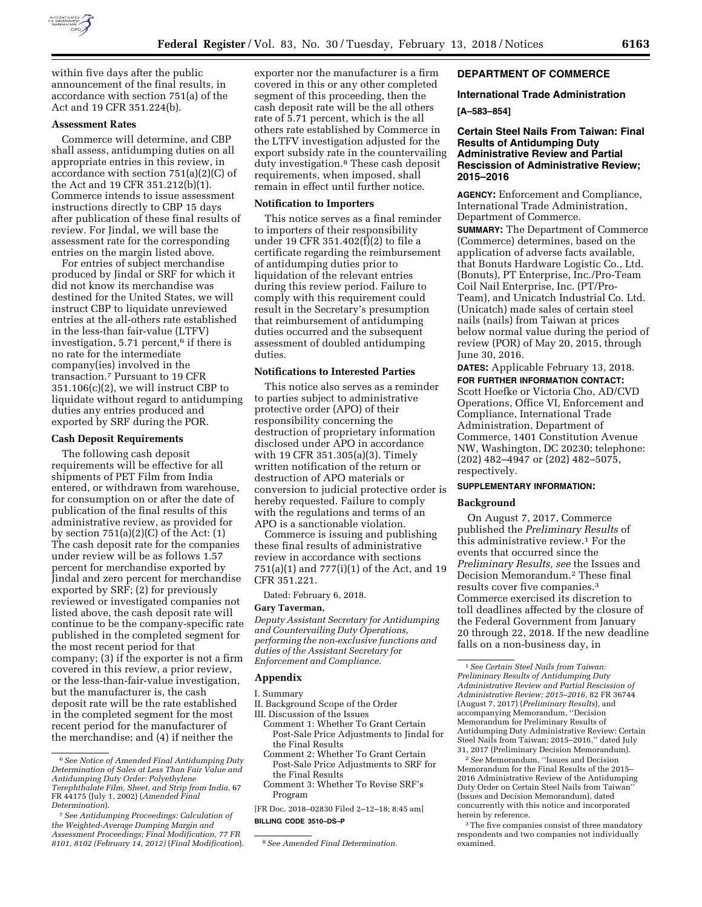within five days after the public announcement of the final results, in accordance with section 751(a) of the Act and 19 CFR 351.224(b).

**Assessment Rates**

Commerce will determine, and CBP shall assess, antidumping duties on all appropriate entries in this review, in accordance with section 751(a)(2)(C) of the Act and 19 CFR 351.212(b)(1). Commerce intends to issue assessment instructions directly to CBP 15 days after publication of these final results of review. For Jindal, we will base the assessment rate for the corresponding entries on the margin listed above.

For entries of subject merchandise produced by Jindal or SRF for which it did not know its merchandise was destined for the United States, we will instruct CBP to liquidate unreviewed entries at the all-others rate established in the less-than fair-value (LTFV) investigation, 5.71 percent,[6] if there is no rate for the intermediate company(ies) involved in the transaction.[7] Pursuant to 19 CFR 351.106(c)(2), we will instruct CBP to liquidate without regard to antidumping duties any entries produced and exported by SRF during the POR.

**Cash Deposit Requirements**

The following cash deposit requirements will be effective for all shipments of PET Film from India entered, or withdrawn from warehouse, for consumption on or after the date of publication of the final results of this administrative review, as provided for by section 751(a)(2)(C) of the Act: (1) The cash deposit rate for the companies under review will be as follows 1.57 percent for merchandise exported by Jindal and zero percent for merchandise exported by SRF; (2) for previously reviewed or investigated companies not listed above, the cash deposit rate will continue to be the company-specific rate published in the completed segment for the most recent period for that company; (3) if the exporter is not a firm covered in this review, a prior review, or the less-than-fair-value investigation, but the manufacturer is, the cash deposit rate will be the rate established in the completed segment for the most recent period for the manufacturer of the merchandise; and (4) if neither the exporter nor the manufacturer is a firm covered in this or any other completed segment of this proceeding, then the cash deposit rate will be the all others rate of 5.71 percent, which is the all others rate established by Commerce in the LTFV investigation adjusted for the export subsidy rate in the countervailing duty investigation.[8] These cash deposit requirements, when imposed, shall remain in effect until further notice.

**Notification to Importers**

This notice serves as a final reminder to importers of their responsibility under 19 CFR 351.402(f)(2) to file a certificate regarding the reimbursement of antidumping duties prior to liquidation of the relevant entries during this review period. Failure to comply with this requirement could result in the Secretary's presumption that reimbursement of antidumping duties occurred and the subsequent assessment of doubled antidumping duties.

**Notifications to Interested Parties**

This notice also serves as a reminder to parties subject to administrative protective order (APO) of their responsibility concerning the destruction of proprietary information disclosed under APO in accordance with 19 CFR 351.305(a)(3). Timely written notification of the return or destruction of APO materials or conversion to judicial protective order is hereby requested. Failure to comply with the regulations and terms of an APO is a sanctionable violation.

Commerce is issuing and publishing these final results of administrative review in accordance with sections 751(a)(1) and 777(i)(1) of the Act, and 19 CFR 351.221.

Dated: February 6, 2018.

**Gary Taverman,**

*Deputy Assistant Secretary for Antidumping and Countervailing Duty Operations, performing the non-exclusive functions and duties of the Assistant Secretary for Enforcement and Compliance.*

## Appendix

I. Summary
II. Background Scope of the Order
III. Discussion of the Issues
- Comment 1: Whether To Grant Certain Post-Sale Price Adjustments to Jindal for the Final Results
- Comment 2: Whether To Grant Certain Post-Sale Price Adjustments to SRF for the Final Results
- Comment 3: Whether To Revise SRF's Program

[FR Doc. 2018–02830 Filed 2–12–18; 8:45 am]

**BILLING CODE 3510–DS–P**

[6] *See Notice of Amended Final Antidumping Duty Determination of Sales at Less Than Fair Value and Antidumping Duty Order: Polyethylene Terephthalate Film, Sheet, and Strip from India,* 67 FR 44175 (July 1, 2002) (*Amended Final Determination*).

[7] *See Antidumping Proceedings: Calculation of the Weighted-Average Dumping Margin and Assessment Proceedings; Final Modification, 77 FR 8101, 8102 (February 14, 2012)* (*Final Modification*).

[8] *See Amended Final Determination.*

## DEPARTMENT OF COMMERCE

### International Trade Administration

**[A–583–854]**

### Certain Steel Nails From Taiwan: Final Results of Antidumping Duty Administrative Review and Partial Rescission of Administrative Review; 2015–2016

**AGENCY:** Enforcement and Compliance, International Trade Administration, Department of Commerce.

**SUMMARY:** The Department of Commerce (Commerce) determines, based on the application of adverse facts available, that Bonuts Hardware Logistic Co., Ltd. (Bonuts), PT Enterprise, Inc./Pro-Team Coil Nail Enterprise, Inc. (PT/Pro-Team), and Unicatch Industrial Co. Ltd. (Unicatch) made sales of certain steel nails (nails) from Taiwan at prices below normal value during the period of review (POR) of May 20, 2015, through June 30, 2016.

**DATES:** Applicable February 13, 2018.

**FOR FURTHER INFORMATION CONTACT:** Scott Hoefke or Victoria Cho, AD/CVD Operations, Office VI, Enforcement and Compliance, International Trade Administration, Department of Commerce, 1401 Constitution Avenue NW, Washington, DC 20230; telephone: (202) 482–4947 or (202) 482–5075, respectively.

**SUPPLEMENTARY INFORMATION:**

**Background**

On August 7, 2017, Commerce published the *Preliminary Results* of this administrative review.[1] For the events that occurred since the *Preliminary Results, see* the Issues and Decision Memorandum.[2] These final results cover five companies.[3] Commerce exercised its discretion to toll deadlines affected by the closure of the Federal Government from January 20 through 22, 2018. If the new deadline falls on a non-business day, in

[1] *See Certain Steel Nails from Taiwan: Preliminary Results of Antidumping Duty Administrative Review and Partial Rescission of Administrative Review; 2015–2016,* 82 FR 36744 (August 7, 2017) (*Preliminary Results*), and accompanying Memorandum, ''Decision Memorandum for Preliminary Results of Antidumping Duty Administrative Review: Certain Steel Nails from Taiwan; 2015–2016,'' dated July 31, 2017 (Preliminary Decision Memorandum).

[2] *See* Memorandum, ''Issues and Decision Memorandum for the Final Results of the 2015–2016 Administrative Review of the Antidumping Duty Order on Certain Steel Nails from Taiwan'' (Issues and Decision Memorandum), dated concurrently with this notice and incorporated herein by reference.

[3] The five companies consist of three mandatory respondents and two companies not individually examined.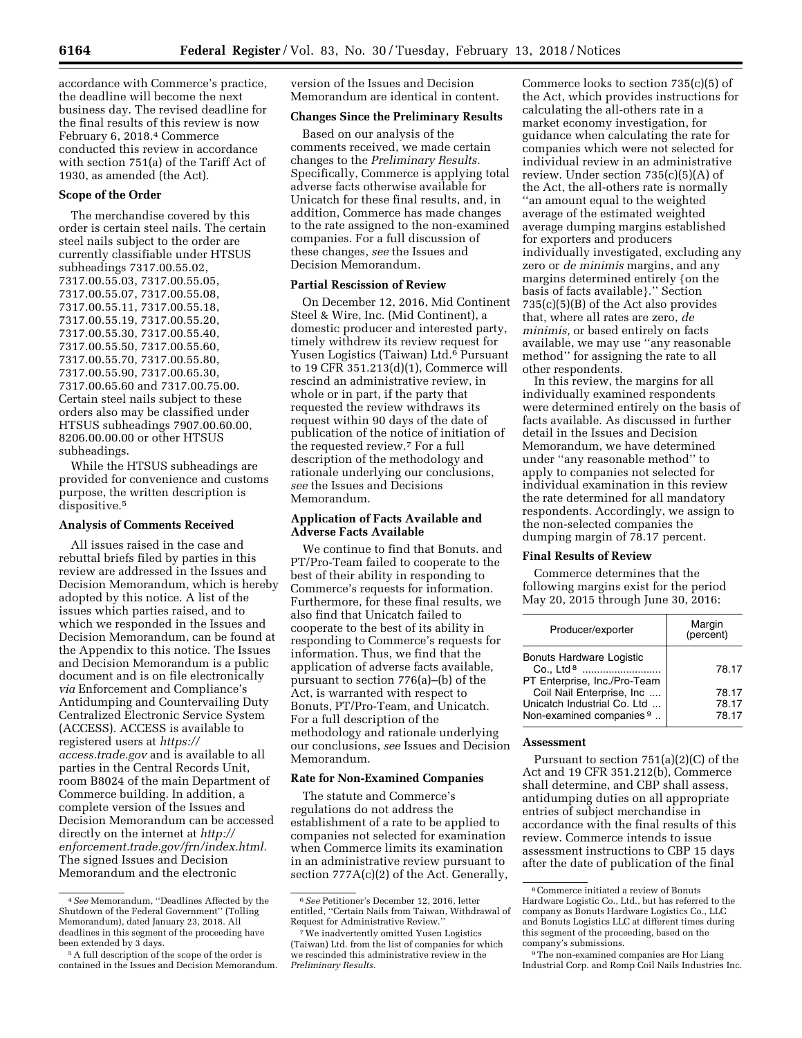accordance with Commerce's practice, the deadline will become the next business day. The revised deadline for the final results of this review is now February 6, 2018.[4] Commerce conducted this review in accordance with section 751(a) of the Tariff Act of 1930, as amended (the Act).

### Scope of the Order

The merchandise covered by this order is certain steel nails. The certain steel nails subject to the order are currently classifiable under HTSUS subheadings 7317.00.55.02, 7317.00.55.03, 7317.00.55.05, 7317.00.55.07, 7317.00.55.08, 7317.00.55.11, 7317.00.55.18, 7317.00.55.19, 7317.00.55.20, 7317.00.55.30, 7317.00.55.40, 7317.00.55.50, 7317.00.55.60, 7317.00.55.70, 7317.00.55.80, 7317.00.55.90, 7317.00.65.30, 7317.00.65.60 and 7317.00.75.00. Certain steel nails subject to these orders also may be classified under HTSUS subheadings 7907.00.60.00, 8206.00.00.00 or other HTSUS subheadings.

While the HTSUS subheadings are provided for convenience and customs purpose, the written description is dispositive.[5]

### Analysis of Comments Received

All issues raised in the case and rebuttal briefs filed by parties in this review are addressed in the Issues and Decision Memorandum, which is hereby adopted by this notice. A list of the issues which parties raised, and to which we responded in the Issues and Decision Memorandum, can be found at the Appendix to this notice. The Issues and Decision Memorandum is a public document and is on file electronically *via* Enforcement and Compliance's Antidumping and Countervailing Duty Centralized Electronic Service System (ACCESS). ACCESS is available to registered users at *https://access.trade.gov* and is available to all parties in the Central Records Unit, room B8024 of the main Department of Commerce building. In addition, a complete version of the Issues and Decision Memorandum can be accessed directly on the internet at *http://enforcement.trade.gov/frn/index.html.* The signed Issues and Decision Memorandum and the electronic version of the Issues and Decision Memorandum are identical in content.

### Changes Since the Preliminary Results

Based on our analysis of the comments received, we made certain changes to the *Preliminary Results.* Specifically, Commerce is applying total adverse facts otherwise available for Unicatch for these final results, and, in addition, Commerce has made changes to the rate assigned to the non-examined companies. For a full discussion of these changes, *see* the Issues and Decision Memorandum.

### Partial Rescission of Review

On December 12, 2016, Mid Continent Steel & Wire, Inc. (Mid Continent), a domestic producer and interested party, timely withdrew its review request for Yusen Logistics (Taiwan) Ltd.[6] Pursuant to 19 CFR 351.213(d)(1), Commerce will rescind an administrative review, in whole or in part, if the party that requested the review withdraws its request within 90 days of the date of publication of the notice of initiation of the requested review.[7] For a full description of the methodology and rationale underlying our conclusions, *see* the Issues and Decisions Memorandum.

### Application of Facts Available and Adverse Facts Available

We continue to find that Bonuts. and PT/Pro-Team failed to cooperate to the best of their ability in responding to Commerce's requests for information. Furthermore, for these final results, we also find that Unicatch failed to cooperate to the best of its ability in responding to Commerce's requests for information. Thus, we find that the application of adverse facts available, pursuant to section 776(a)–(b) of the Act, is warranted with respect to Bonuts, PT/Pro-Team, and Unicatch. For a full description of the methodology and rationale underlying our conclusions, *see* Issues and Decision Memorandum.

### Rate for Non-Examined Companies

The statute and Commerce's regulations do not address the establishment of a rate to be applied to companies not selected for examination when Commerce limits its examination in an administrative review pursuant to section 777A(c)(2) of the Act. Generally, Commerce looks to section 735(c)(5) of the Act, which provides instructions for calculating the all-others rate in a market economy investigation, for guidance when calculating the rate for companies which were not selected for individual review in an administrative review. Under section 735(c)(5)(A) of the Act, the all-others rate is normally "an amount equal to the weighted average of the estimated weighted average dumping margins established for exporters and producers individually investigated, excluding any zero or *de minimis* margins, and any margins determined entirely {on the basis of facts available}." Section 735(c)(5)(B) of the Act also provides that, where all rates are zero, *de minimis,* or based entirely on facts available, we may use "any reasonable method" for assigning the rate to all other respondents.

In this review, the margins for all individually examined respondents were determined entirely on the basis of facts available. As discussed in further detail in the Issues and Decision Memorandum, we have determined under "any reasonable method" to apply to companies not selected for individual examination in this review the rate determined for all mandatory respondents. Accordingly, we assign to the non-selected companies the dumping margin of 78.17 percent.

### Final Results of Review

Commerce determines that the following margins exist for the period May 20, 2015 through June 30, 2016:

| Producer/exporter | Margin (percent) |
|---|---|
| Bonuts Hardware Logistic Co., Ltd [8] | 78.17 |
| PT Enterprise, Inc./Pro-Team Coil Nail Enterprise, Inc | 78.17 |
| Unicatch Industrial Co. Ltd | 78.17 |
| Non-examined companies [9] | 78.17 |

### Assessment

Pursuant to section 751(a)(2)(C) of the Act and 19 CFR 351.212(b), Commerce shall determine, and CBP shall assess, antidumping duties on all appropriate entries of subject merchandise in accordance with the final results of this review. Commerce intends to issue assessment instructions to CBP 15 days after the date of publication of the final

---

[4] *See* Memorandum, "Deadlines Affected by the Shutdown of the Federal Government" (Tolling Memorandum), dated January 23, 2018. All deadlines in this segment of the proceeding have been extended by 3 days.

[5] A full description of the scope of the order is contained in the Issues and Decision Memorandum.

[6] *See* Petitioner's December 12, 2016, letter entitled, "Certain Nails from Taiwan, Withdrawal of Request for Administrative Review."

[7] We inadvertently omitted Yusen Logistics (Taiwan) Ltd. from the list of companies for which we rescinded this administrative review in the *Preliminary Results.*

[8] Commerce initiated a review of Bonuts Hardware Logistic Co., Ltd., but has referred to the company as Bonuts Hardware Logistics Co., LLC and Bonuts Logistics LLC at different times during this segment of the proceeding, based on the company's submissions.

[9] The non-examined companies are Hor Liang Industrial Corp. and Romp Coil Nails Industries Inc.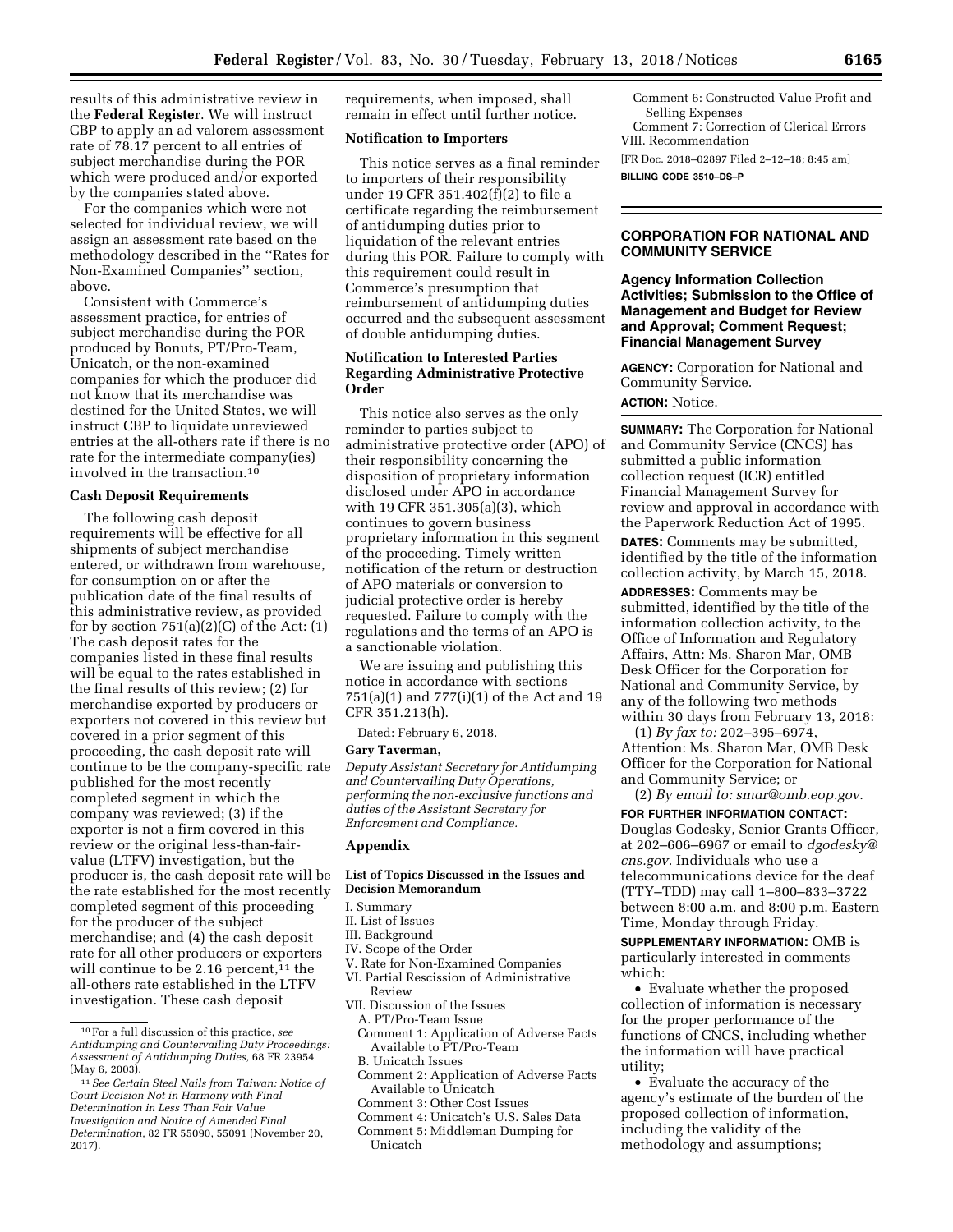results of this administrative review in the **Federal Register**. We will instruct CBP to apply an ad valorem assessment rate of 78.17 percent to all entries of subject merchandise during the POR which were produced and/or exported by the companies stated above.

For the companies which were not selected for individual review, we will assign an assessment rate based on the methodology described in the ''Rates for Non-Examined Companies'' section, above.

Consistent with Commerce's assessment practice, for entries of subject merchandise during the POR produced by Bonuts, PT/Pro-Team, Unicatch, or the non-examined companies for which the producer did not know that its merchandise was destined for the United States, we will instruct CBP to liquidate unreviewed entries at the all-others rate if there is no rate for the intermediate company(ies) involved in the transaction.[10]

### Cash Deposit Requirements

The following cash deposit requirements will be effective for all shipments of subject merchandise entered, or withdrawn from warehouse, for consumption on or after the publication date of the final results of this administrative review, as provided for by section 751(a)(2)(C) of the Act: (1) The cash deposit rates for the companies listed in these final results will be equal to the rates established in the final results of this review; (2) for merchandise exported by producers or exporters not covered in this review but covered in a prior segment of this proceeding, the cash deposit rate will continue to be the company-specific rate published for the most recently completed segment in which the company was reviewed; (3) if the exporter is not a firm covered in this review or the original less-than-fair-value (LTFV) investigation, but the producer is, the cash deposit rate will be the rate established for the most recently completed segment of this proceeding for the producer of the subject merchandise; and (4) the cash deposit rate for all other producers or exporters will continue to be 2.16 percent,[11] the all-others rate established in the LTFV investigation. These cash deposit requirements, when imposed, shall remain in effect until further notice.

### Notification to Importers

This notice serves as a final reminder to importers of their responsibility under 19 CFR 351.402(f)(2) to file a certificate regarding the reimbursement of antidumping duties prior to liquidation of the relevant entries during this POR. Failure to comply with this requirement could result in Commerce's presumption that reimbursement of antidumping duties occurred and the subsequent assessment of double antidumping duties.

### Notification to Interested Parties Regarding Administrative Protective Order

This notice also serves as the only reminder to parties subject to administrative protective order (APO) of their responsibility concerning the disposition of proprietary information disclosed under APO in accordance with 19 CFR 351.305(a)(3), which continues to govern business proprietary information in this segment of the proceeding. Timely written notification of the return or destruction of APO materials or conversion to judicial protective order is hereby requested. Failure to comply with the regulations and the terms of an APO is a sanctionable violation.

We are issuing and publishing this notice in accordance with sections 751(a)(1) and 777(i)(1) of the Act and 19 CFR 351.213(h).

Dated: February 6, 2018.

**Gary Taverman,**

*Deputy Assistant Secretary for Antidumping and Countervailing Duty Operations, performing the non-exclusive functions and duties of the Assistant Secretary for Enforcement and Compliance.*

## Appendix

### List of Topics Discussed in the Issues and Decision Memorandum

I. Summary
II. List of Issues
III. Background
IV. Scope of the Order
V. Rate for Non-Examined Companies
VI. Partial Rescission of Administrative Review
VII. Discussion of the Issues
  A. PT/Pro-Team Issue
  Comment 1: Application of Adverse Facts Available to PT/Pro-Team
  B. Unicatch Issues
  Comment 2: Application of Adverse Facts Available to Unicatch
  Comment 3: Other Cost Issues
  Comment 4: Unicatch's U.S. Sales Data
  Comment 5: Middleman Dumping for Unicatch
  Comment 6: Constructed Value Profit and Selling Expenses
  Comment 7: Correction of Clerical Errors
VIII. Recommendation

[FR Doc. 2018–02897 Filed 2–12–18; 8:45 am]

**BILLING CODE 3510–DS–P**

[10] For a full discussion of this practice, *see Antidumping and Countervailing Duty Proceedings: Assessment of Antidumping Duties,* 68 FR 23954 (May 6, 2003).

[11] *See Certain Steel Nails from Taiwan: Notice of Court Decision Not in Harmony with Final Determination in Less Than Fair Value Investigation and Notice of Amended Final Determination,* 82 FR 55090, 55091 (November 20, 2017).

## CORPORATION FOR NATIONAL AND COMMUNITY SERVICE

### Agency Information Collection Activities; Submission to the Office of Management and Budget for Review and Approval; Comment Request; Financial Management Survey

**AGENCY:** Corporation for National and Community Service.

**ACTION:** Notice.

**SUMMARY:** The Corporation for National and Community Service (CNCS) has submitted a public information collection request (ICR) entitled Financial Management Survey for review and approval in accordance with the Paperwork Reduction Act of 1995.

**DATES:** Comments may be submitted, identified by the title of the information collection activity, by March 15, 2018.

**ADDRESSES:** Comments may be submitted, identified by the title of the information collection activity, to the Office of Information and Regulatory Affairs, Attn: Ms. Sharon Mar, OMB Desk Officer for the Corporation for National and Community Service, by any of the following two methods within 30 days from February 13, 2018:

(1) *By fax to:* 202–395–6974, Attention: Ms. Sharon Mar, OMB Desk Officer for the Corporation for National and Community Service; or

(2) *By email to: smar@omb.eop.gov.*

**FOR FURTHER INFORMATION CONTACT:** Douglas Godesky, Senior Grants Officer, at 202–606–6967 or email to *dgodesky@cns.gov*. Individuals who use a telecommunications device for the deaf (TTY–TDD) may call 1–800–833–3722 between 8:00 a.m. and 8:00 p.m. Eastern Time, Monday through Friday.

**SUPPLEMENTARY INFORMATION:** OMB is particularly interested in comments which:

- Evaluate whether the proposed collection of information is necessary for the proper performance of the functions of CNCS, including whether the information will have practical utility;
- Evaluate the accuracy of the agency's estimate of the burden of the proposed collection of information, including the validity of the methodology and assumptions;